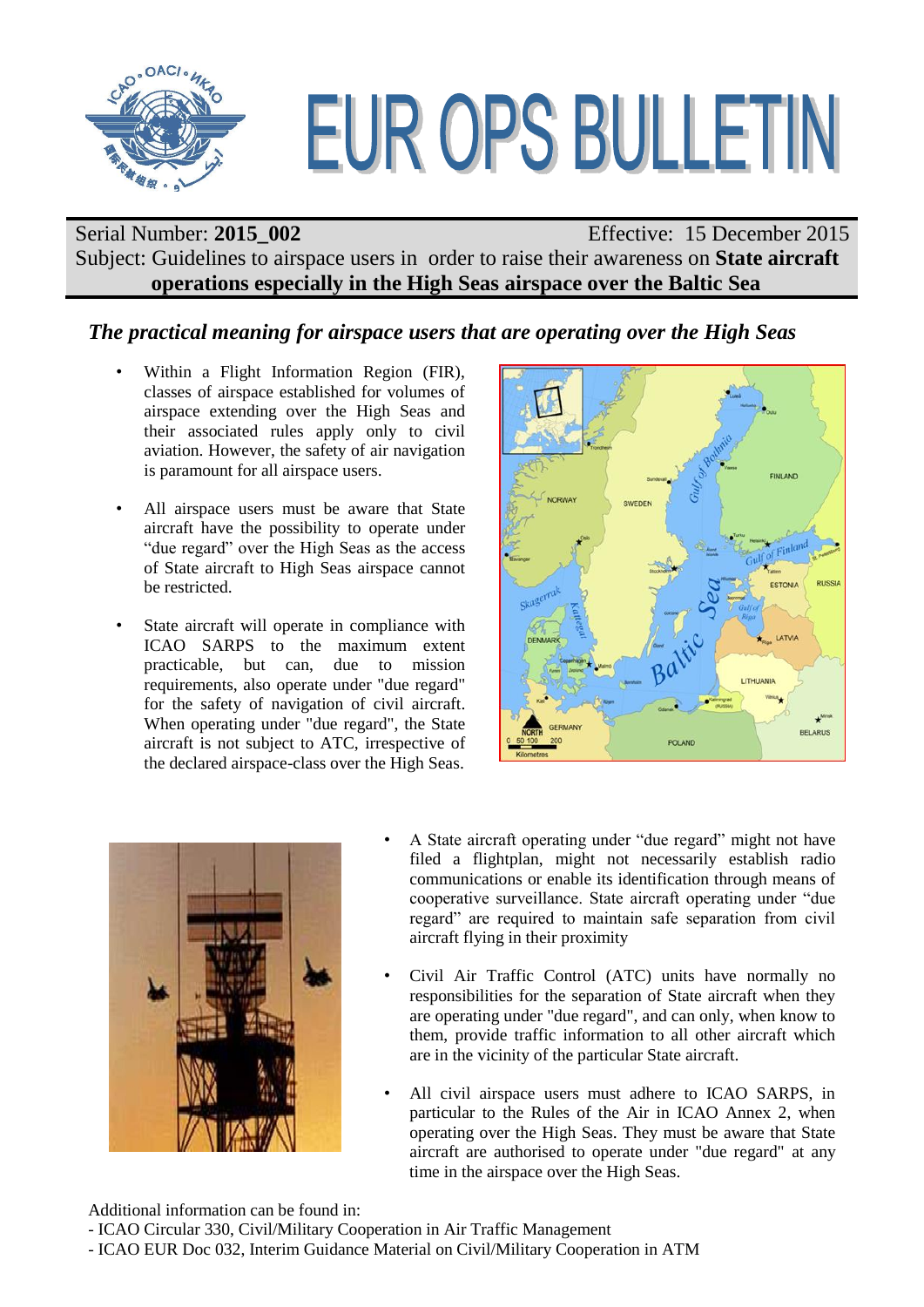# EUR OPS BULLETIN

Serial Number: **2015_002** Effective: 15 December 2015

Subject: Guidelines to airspace users in order to raise their awareness on **State aircraft operations especially in the High Seas airspace over the Baltic Sea**

## *The practical meaning for airspace users that are operating over the High Seas*

- Within a Flight Information Region (FIR), classes of airspace established for volumes of airspace extending over the High Seas and their associated rules apply only to civil aviation. However, the safety of air navigation is paramount for all airspace users.

- All airspace users must be aware that State aircraft have the possibility to operate under "due regard" over the High Seas as the access of State aircraft to High Seas airspace cannot be restricted.

- State aircraft will operate in compliance with ICAO SARPS to the maximum extent practicable, but can, due to mission requirements, also operate under "due regard" for the safety of navigation of civil aircraft. When operating under "due regard", the State aircraft is not subject to ATC, irrespective of the declared airspace-class over the High Seas.

- A State aircraft operating under "due regard" might not have filed a flightplan, might not necessarily establish radio communications or enable its identification through means of cooperative surveillance. State aircraft operating under "due regard" are required to maintain safe separation from civil aircraft flying in their proximity

- Civil Air Traffic Control (ATC) units have normally no responsibilities for the separation of State aircraft when they are operating under "due regard", and can only, when know to them, provide traffic information to all other aircraft which are in the vicinity of the particular State aircraft.

- All civil airspace users must adhere to ICAO SARPS, in particular to the Rules of the Air in ICAO Annex 2, when operating over the High Seas. They must be aware that State aircraft are authorised to operate under "due regard" at any time in the airspace over the High Seas.

Additional information can be found in:
- ICAO Circular 330, Civil/Military Cooperation in Air Traffic Management
- ICAO EUR Doc 032, Interim Guidance Material on Civil/Military Cooperation in ATM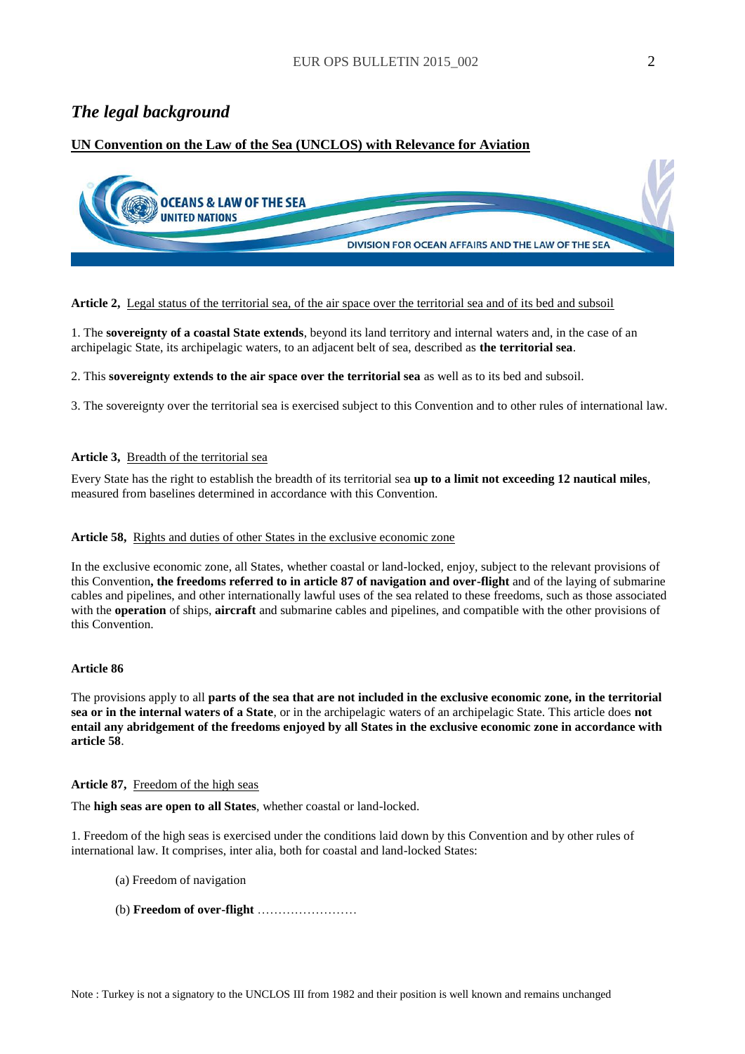## *The legal background*

### UN Convention on the Law of the Sea (UNCLOS) with Relevance for Aviation

**Article 2,** Legal status of the territorial sea, of the air space over the territorial sea and of its bed and subsoil

1. The **sovereignty of a coastal State extends**, beyond its land territory and internal waters and, in the case of an archipelagic State, its archipelagic waters, to an adjacent belt of sea, described as **the territorial sea**.

2. This **sovereignty extends to the air space over the territorial sea** as well as to its bed and subsoil.

3. The sovereignty over the territorial sea is exercised subject to this Convention and to other rules of international law.

**Article 3,** Breadth of the territorial sea

Every State has the right to establish the breadth of its territorial sea **up to a limit not exceeding 12 nautical miles**, measured from baselines determined in accordance with this Convention.

**Article 58,** Rights and duties of other States in the exclusive economic zone

In the exclusive economic zone, all States, whether coastal or land-locked, enjoy, subject to the relevant provisions of this Convention**, the freedoms referred to in article 87 of navigation and over-flight** and of the laying of submarine cables and pipelines, and other internationally lawful uses of the sea related to these freedoms, such as those associated with the **operation** of ships, **aircraft** and submarine cables and pipelines, and compatible with the other provisions of this Convention.

**Article 86**

The provisions apply to all **parts of the sea that are not included in the exclusive economic zone, in the territorial sea or in the internal waters of a State**, or in the archipelagic waters of an archipelagic State. This article does **not entail any abridgement of the freedoms enjoyed by all States in the exclusive economic zone in accordance with article 58**.

**Article 87,** Freedom of the high seas

The **high seas are open to all States**, whether coastal or land-locked.

1. Freedom of the high seas is exercised under the conditions laid down by this Convention and by other rules of international law. It comprises, inter alia, both for coastal and land-locked States:

(a) Freedom of navigation

(b) **Freedom of over-flight** ……………………

Note : Turkey is not a signatory to the UNCLOS III from 1982 and their position is well known and remains unchanged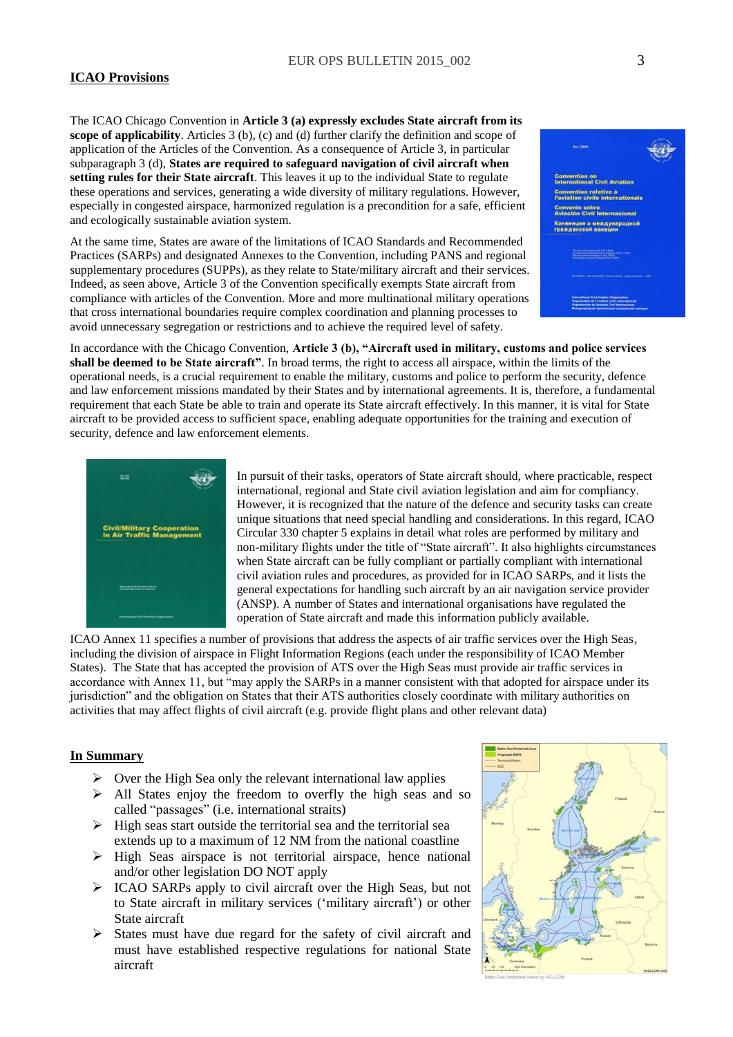## ICAO Provisions

The ICAO Chicago Convention in **Article 3 (a) expressly excludes State aircraft from its scope of applicability**. Articles 3 (b), (c) and (d) further clarify the definition and scope of application of the Articles of the Convention. As a consequence of Article 3, in particular subparagraph 3 (d), **States are required to safeguard navigation of civil aircraft when setting rules for their State aircraft**. This leaves it up to the individual State to regulate these operations and services, generating a wide diversity of military regulations. However, especially in congested airspace, harmonized regulation is a precondition for a safe, efficient and ecologically sustainable aviation system.

At the same time, States are aware of the limitations of ICAO Standards and Recommended Practices (SARPs) and designated Annexes to the Convention, including PANS and regional supplementary procedures (SUPPs), as they relate to State/military aircraft and their services. Indeed, as seen above, Article 3 of the Convention specifically exempts State aircraft from compliance with articles of the Convention. More and more multinational military operations that cross international boundaries require complex coordination and planning processes to avoid unnecessary segregation or restrictions and to achieve the required level of safety.

In accordance with the Chicago Convention, **Article 3 (b), "Aircraft used in military, customs and police services shall be deemed to be State aircraft"**. In broad terms, the right to access all airspace, within the limits of the operational needs, is a crucial requirement to enable the military, customs and police to perform the security, defence and law enforcement missions mandated by their States and by international agreements. It is, therefore, a fundamental requirement that each State be able to train and operate its State aircraft effectively. In this manner, it is vital for State aircraft to be provided access to sufficient space, enabling adequate opportunities for the training and execution of security, defence and law enforcement elements.

In pursuit of their tasks, operators of State aircraft should, where practicable, respect international, regional and State civil aviation legislation and aim for compliancy. However, it is recognized that the nature of the defence and security tasks can create unique situations that need special handling and considerations. In this regard, ICAO Circular 330 chapter 5 explains in detail what roles are performed by military and non-military flights under the title of "State aircraft". It also highlights circumstances when State aircraft can be fully compliant or partially compliant with international civil aviation rules and procedures, as provided for in ICAO SARPs, and it lists the general expectations for handling such aircraft by an air navigation service provider (ANSP). A number of States and international organisations have regulated the operation of State aircraft and made this information publicly available.

ICAO Annex 11 specifies a number of provisions that address the aspects of air traffic services over the High Seas, including the division of airspace in Flight Information Regions (each under the responsibility of ICAO Member States). The State that has accepted the provision of ATS over the High Seas must provide air traffic services in accordance with Annex 11, but "may apply the SARPs in a manner consistent with that adopted for airspace under its jurisdiction" and the obligation on States that their ATS authorities closely coordinate with military authorities on activities that may affect flights of civil aircraft (e.g. provide flight plans and other relevant data)

## In Summary

- Over the High Sea only the relevant international law applies
- All States enjoy the freedom to overfly the high seas and so called "passages" (i.e. international straits)
- High seas start outside the territorial sea and the territorial sea extends up to a maximum of 12 NM from the national coastline
- High Seas airspace is not territorial airspace, hence national and/or other legislation DO NOT apply
- ICAO SARPs apply to civil aircraft over the High Seas, but not to State aircraft in military services ('military aircraft') or other State aircraft
- States must have due regard for the safety of civil aircraft and must have established respective regulations for national State aircraft

Baltic Sea Protected Areas by HELCOM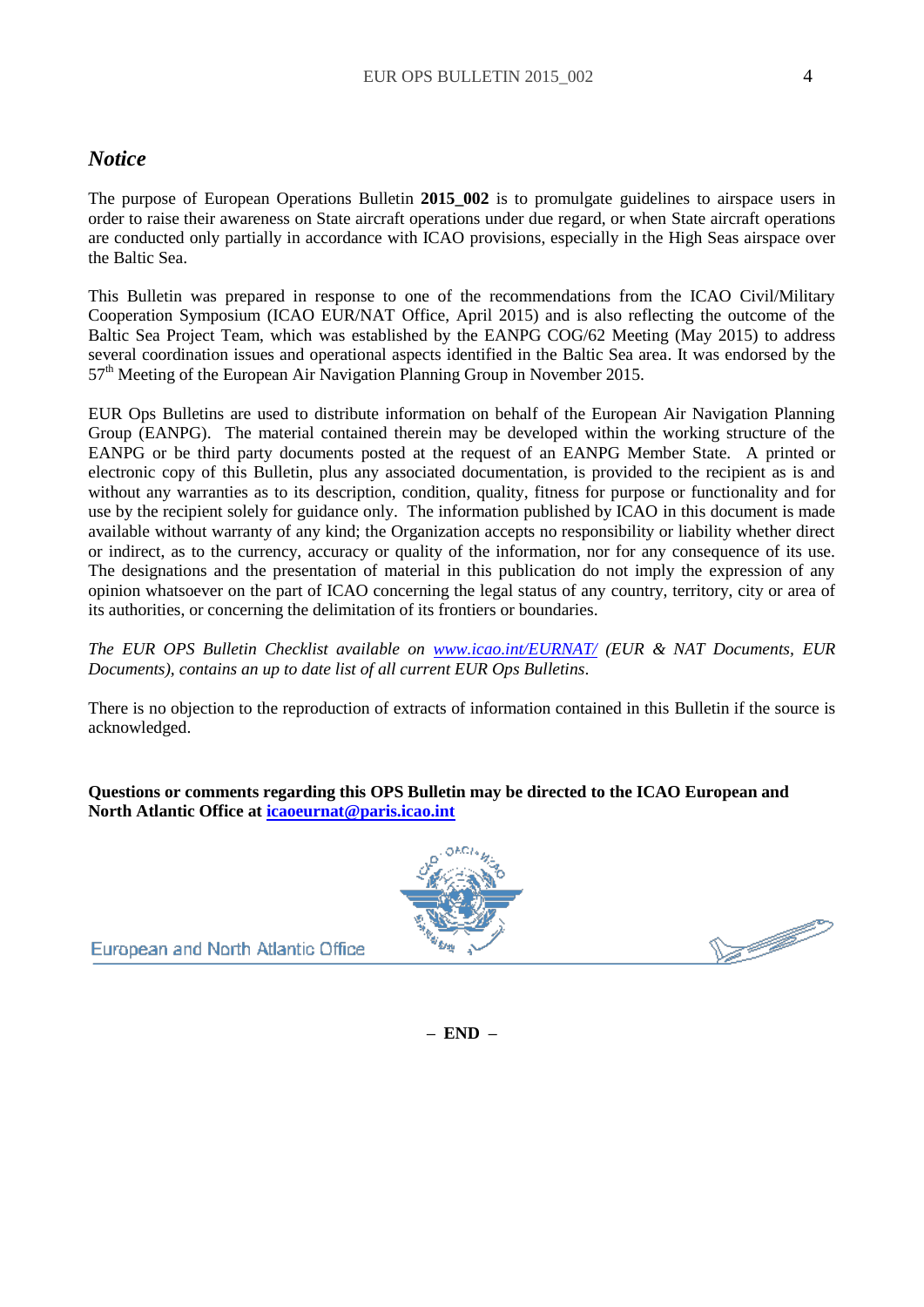## *Notice*

The purpose of European Operations Bulletin **2015_002** is to promulgate guidelines to airspace users in order to raise their awareness on State aircraft operations under due regard, or when State aircraft operations are conducted only partially in accordance with ICAO provisions, especially in the High Seas airspace over the Baltic Sea.

This Bulletin was prepared in response to one of the recommendations from the ICAO Civil/Military Cooperation Symposium (ICAO EUR/NAT Office, April 2015) and is also reflecting the outcome of the Baltic Sea Project Team, which was established by the EANPG COG/62 Meeting (May 2015) to address several coordination issues and operational aspects identified in the Baltic Sea area. It was endorsed by the 57th Meeting of the European Air Navigation Planning Group in November 2015.

EUR Ops Bulletins are used to distribute information on behalf of the European Air Navigation Planning Group (EANPG). The material contained therein may be developed within the working structure of the EANPG or be third party documents posted at the request of an EANPG Member State. A printed or electronic copy of this Bulletin, plus any associated documentation, is provided to the recipient as is and without any warranties as to its description, condition, quality, fitness for purpose or functionality and for use by the recipient solely for guidance only. The information published by ICAO in this document is made available without warranty of any kind; the Organization accepts no responsibility or liability whether direct or indirect, as to the currency, accuracy or quality of the information, nor for any consequence of its use. The designations and the presentation of material in this publication do not imply the expression of any opinion whatsoever on the part of ICAO concerning the legal status of any country, territory, city or area of its authorities, or concerning the delimitation of its frontiers or boundaries.

*The EUR OPS Bulletin Checklist available on [www.icao.int/EURNAT/](http://www.icao.int/EURNAT/) (EUR & NAT Documents, EUR Documents), contains an up to date list of all current EUR Ops Bulletins.*

There is no objection to the reproduction of extracts of information contained in this Bulletin if the source is acknowledged.

**Questions or comments regarding this OPS Bulletin may be directed to the ICAO European and North Atlantic Office at [icaoeurnat@paris.icao.int](mailto:icaoeurnat@paris.icao.int)**

European and North Atlantic Office

**– END –**